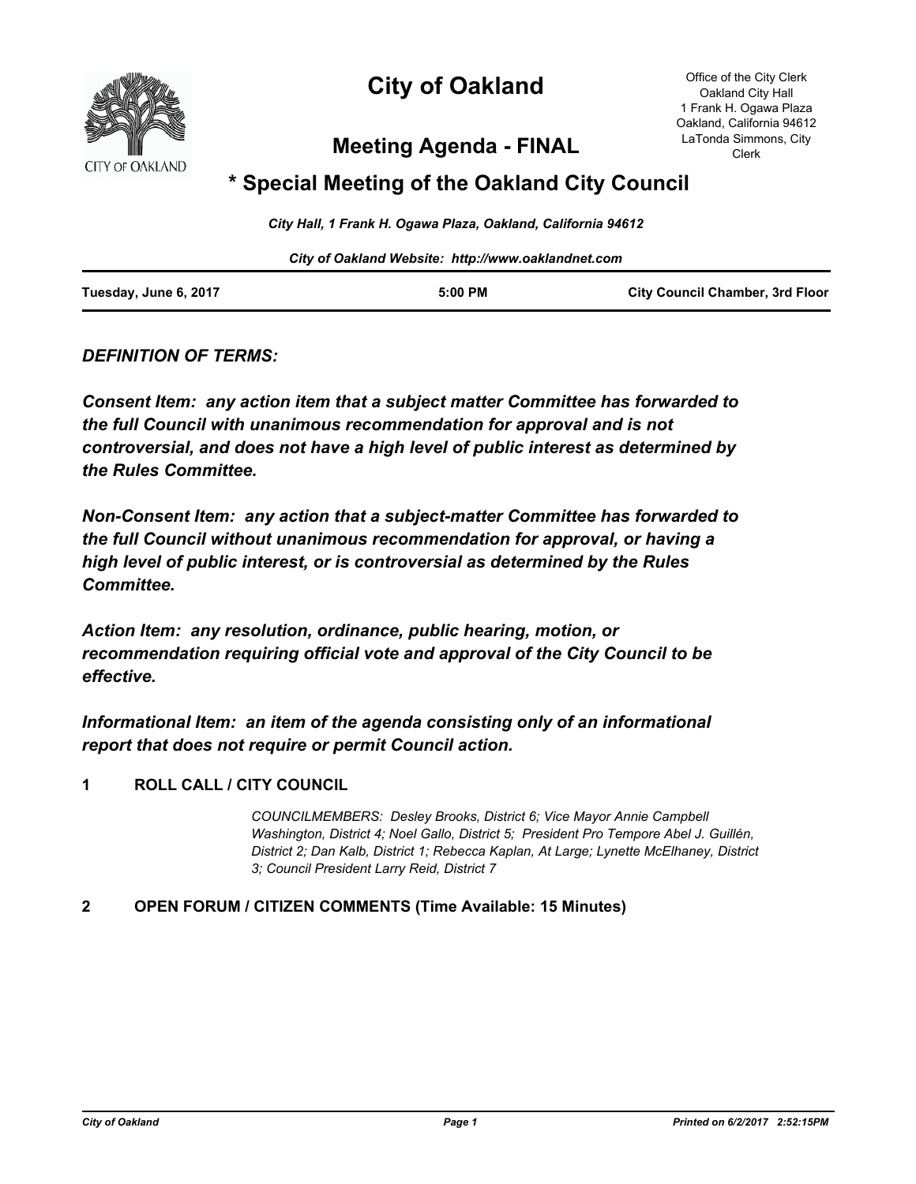# City of Oakland

## Meeting Agenda - FINAL

## * Special Meeting of the Oakland City Council

Office of the City Clerk
Oakland City Hall
1 Frank H. Ogawa Plaza
Oakland, California 94612
LaTonda Simmons, City Clerk

*City Hall, 1 Frank H. Ogawa Plaza, Oakland, California 94612*

*City of Oakland Website: http://www.oaklandnet.com*

**Tuesday, June 6, 2017** | **5:00 PM** | **City Council Chamber, 3rd Floor**

***DEFINITION OF TERMS:***

***Consent Item: any action item that a subject matter Committee has forwarded to the full Council with unanimous recommendation for approval and is not controversial, and does not have a high level of public interest as determined by the Rules Committee.***

***Non-Consent Item: any action that a subject-matter Committee has forwarded to the full Council without unanimous recommendation for approval, or having a high level of public interest, or is controversial as determined by the Rules Committee.***

***Action Item: any resolution, ordinance, public hearing, motion, or recommendation requiring official vote and approval of the City Council to be effective.***

***Informational Item: an item of the agenda consisting only of an informational report that does not require or permit Council action.***

**1 ROLL CALL / CITY COUNCIL**

*COUNCILMEMBERS: Desley Brooks, District 6; Vice Mayor Annie Campbell Washington, District 4; Noel Gallo, District 5; President Pro Tempore Abel J. Guillén, District 2; Dan Kalb, District 1; Rebecca Kaplan, At Large; Lynette McElhaney, District 3; Council President Larry Reid, District 7*

**2 OPEN FORUM / CITIZEN COMMENTS (Time Available: 15 Minutes)**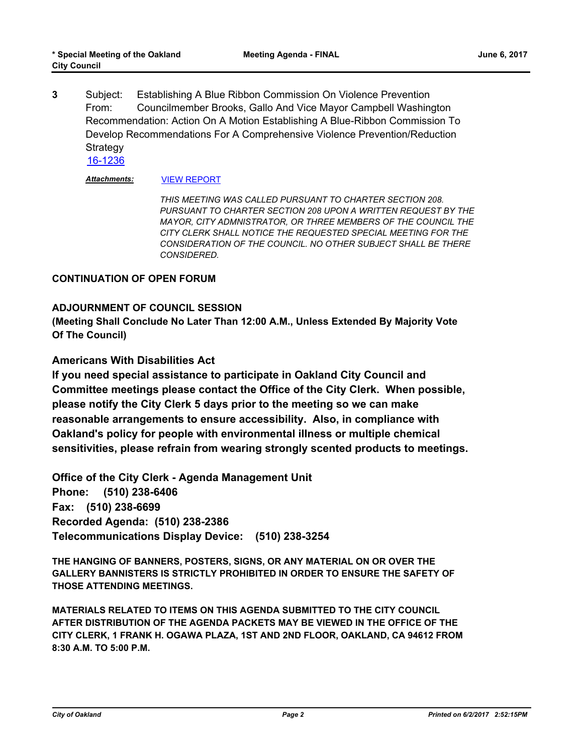**3** Subject: Establishing A Blue Ribbon Commission On Violence Prevention
From: Councilmember Brooks, Gallo And Vice Mayor Campbell Washington
Recommendation: Action On A Motion Establishing A Blue-Ribbon Commission To Develop Recommendations For A Comprehensive Violence Prevention/Reduction Strategy
[16-1236]

***Attachments:*** VIEW REPORT

*THIS MEETING WAS CALLED PURSUANT TO CHARTER SECTION 208. PURSUANT TO CHARTER SECTION 208 UPON A WRITTEN REQUEST BY THE MAYOR, CITY ADMNISTRATOR, OR THREE MEMBERS OF THE COUNCIL THE CITY CLERK SHALL NOTICE THE REQUESTED SPECIAL MEETING FOR THE CONSIDERATION OF THE COUNCIL. NO OTHER SUBJECT SHALL BE THERE CONSIDERED.*

**CONTINUATION OF OPEN FORUM**

**ADJOURNMENT OF COUNCIL SESSION**
**(Meeting Shall Conclude No Later Than 12:00 A.M., Unless Extended By Majority Vote Of The Council)**

**Americans With Disabilities Act**
**If you need special assistance to participate in Oakland City Council and Committee meetings please contact the Office of the City Clerk. When possible, please notify the City Clerk 5 days prior to the meeting so we can make reasonable arrangements to ensure accessibility. Also, in compliance with Oakland's policy for people with environmental illness or multiple chemical sensitivities, please refrain from wearing strongly scented products to meetings.**

**Office of the City Clerk - Agenda Management Unit**
**Phone: (510) 238-6406**
**Fax: (510) 238-6699**
**Recorded Agenda: (510) 238-2386**
**Telecommunications Display Device: (510) 238-3254**

**THE HANGING OF BANNERS, POSTERS, SIGNS, OR ANY MATERIAL ON OR OVER THE GALLERY BANNISTERS IS STRICTLY PROHIBITED IN ORDER TO ENSURE THE SAFETY OF THOSE ATTENDING MEETINGS.**

**MATERIALS RELATED TO ITEMS ON THIS AGENDA SUBMITTED TO THE CITY COUNCIL AFTER DISTRIBUTION OF THE AGENDA PACKETS MAY BE VIEWED IN THE OFFICE OF THE CITY CLERK, 1 FRANK H. OGAWA PLAZA, 1ST AND 2ND FLOOR, OAKLAND, CA 94612 FROM 8:30 A.M. TO 5:00 P.M.**